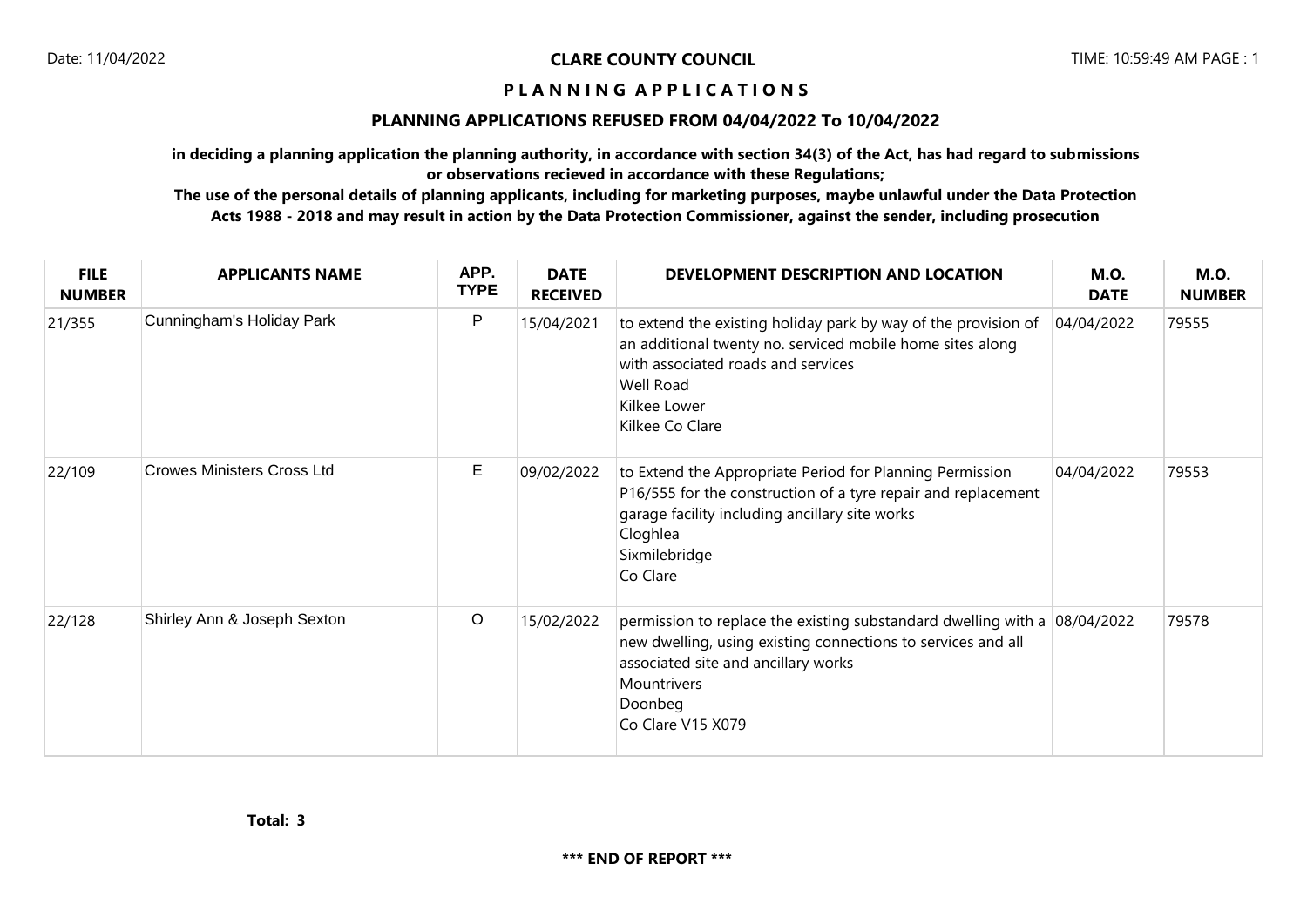Date: 11/04/2022

**CLARE COUNTY COUNCIL**

TIME: 10:59:49 AM

# P L A N N I N G A P P L I C A T I O N S

## PLANNING APPLICATIONS REFUSED FROM 04/04/2022 To 10/04/2022

**in deciding a planning application the planning authority, in accordance with section 34(3) of the Act, has had regard to submissions or observations recieved in accordance with these Regulations;**

**The use of the personal details of planning applicants, including for marketing purposes, maybe unlawful under the Data Protection Acts 1988 - 2018 and may result in action by the Data Protection Commissioner, against the sender, including prosecution**

| FILE NUMBER | APPLICANTS NAME | APP. TYPE | DATE RECEIVED | DEVELOPMENT DESCRIPTION AND LOCATION | M.O. DATE | M.O. NUMBER |
|---|---|---|---|---|---|---|
| 21/355 | Cunningham's Holiday Park | P | 15/04/2021 | to extend the existing holiday park by way of the provision of an additional twenty no. serviced mobile home sites along with associated roads and services<br>Well Road<br>Kilkee Lower<br>Kilkee Co Clare | 04/04/2022 | 79555 |
| 22/109 | Crowes Ministers Cross Ltd | E | 09/02/2022 | to Extend the Appropriate Period for Planning Permission P16/555 for the construction of a tyre repair and replacement garage facility including ancillary site works<br>Cloghlea<br>Sixmilebridge<br>Co Clare | 04/04/2022 | 79553 |
| 22/128 | Shirley Ann & Joseph Sexton | O | 15/02/2022 | permission to replace the existing substandard dwelling with a new dwelling, using existing connections to services and all associated site and ancillary works<br>Mountrivers<br>Doonbeg<br>Co Clare V15 X079 | 08/04/2022 | 79578 |

**Total: 3**

**\*\*\* END OF REPORT \*\*\***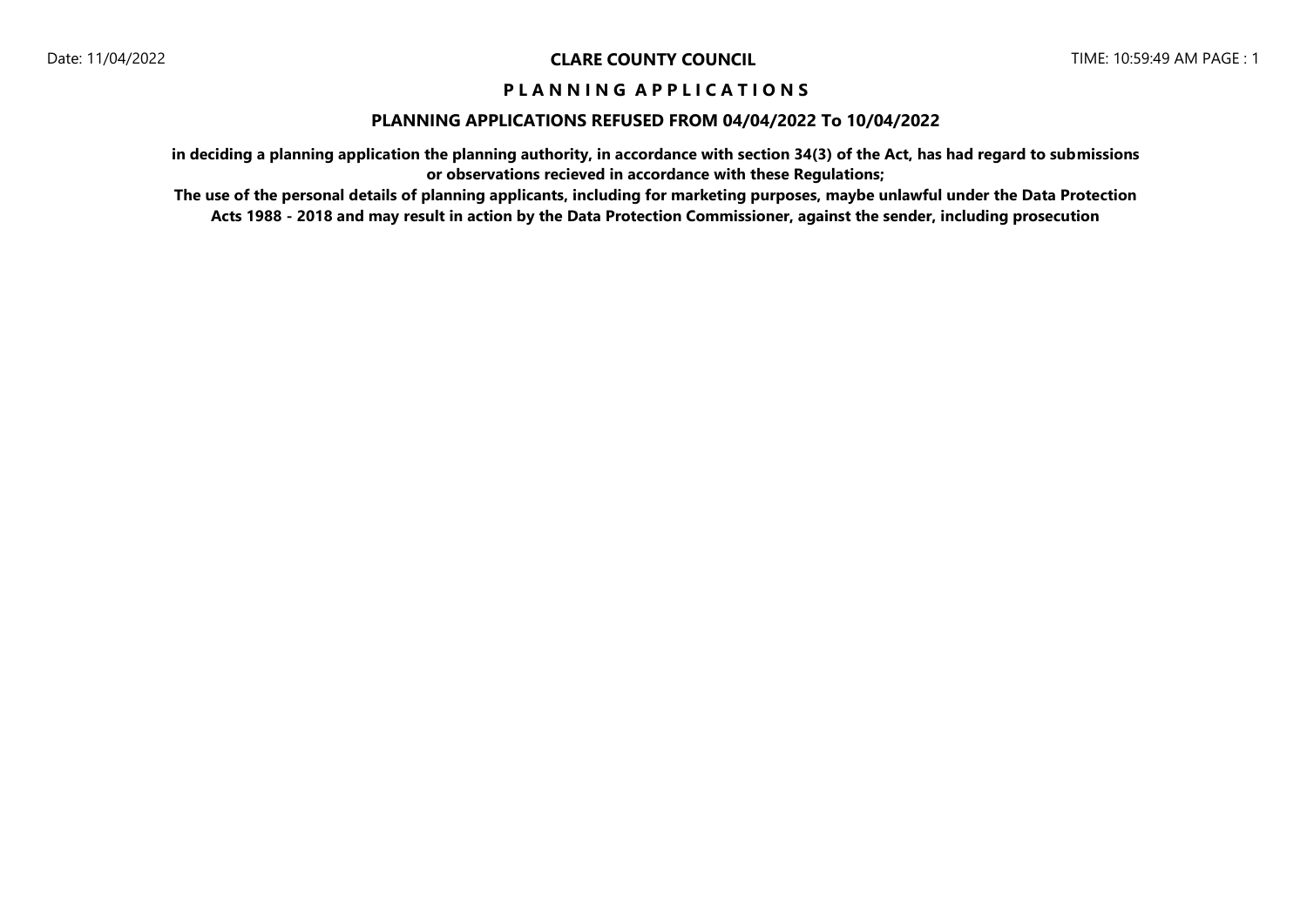**CLARE COUNTY COUNCIL**

# P L A N N I N G   A P P L I C A T I O N S

## PLANNING APPLICATIONS REFUSED FROM 04/04/2022 To 10/04/2022

**in deciding a planning application the planning authority, in accordance with section 34(3) of the Act, has had regard to submissions or observations recieved in accordance with these Regulations;**

**The use of the personal details of planning applicants, including for marketing purposes, maybe unlawful under the Data Protection Acts 1988 - 2018 and may result in action by the Data Protection Commissioner, against the sender, including prosecution**